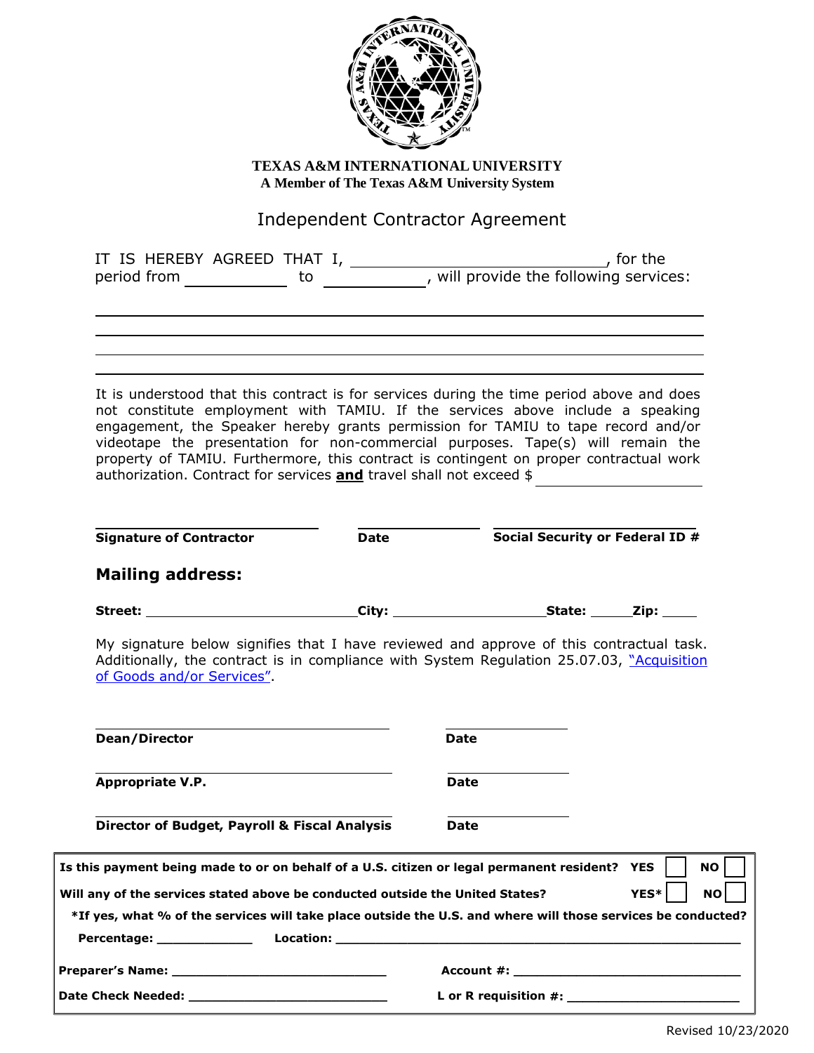**TEXAS A&M INTERNATIONAL UNIVERSITY**
**A Member of The Texas A&M University System**

# Independent Contractor Agreement

IT IS HEREBY AGREED THAT I, ______________________________, for the period from ____________ to ____________, will provide the following services:

_______________________________________________________________________

_______________________________________________________________________

_______________________________________________________________________

_______________________________________________________________________

It is understood that this contract is for services during the time period above and does not constitute employment with TAMIU. If the services above include a speaking engagement, the Speaker hereby grants permission for TAMIU to tape record and/or videotape the presentation for non-commercial purposes. Tape(s) will remain the property of TAMIU. Furthermore, this contract is contingent on proper contractual work authorization. Contract for services **and** travel shall not exceed $ ____________________

| **Signature of Contractor** | **Date** | **Social Security or Federal ID #** |
|---|---|---|
| | | |

## Mailing address:

**Street:** ____________________________ **City:** ____________________ **State:** ______ **Zip:** _____

My signature below signifies that I have reviewed and approve of this contractual task. Additionally, the contract is in compliance with System Regulation 25.07.03, "Acquisition of Goods and/or Services".

| | |
|---|---|
| **Dean/Director** | **Date** |
| **Appropriate V.P.** | **Date** |
| **Director of Budget, Payroll & Fiscal Analysis** | **Date** |

**Is this payment being made to or on behalf of a U.S. citizen or legal permanent resident?** **YES** ☐ **NO** ☐

**Will any of the services stated above be conducted outside the United States?** **YES*** ☐ **NO** ☐

**\*If yes, what % of the services will take place outside the U.S. and where will those services be conducted?**

**Percentage:** _____________ **Location:** ______________________________________________

**Preparer's Name:** ____________________________ **Account #:** ______________________________

**Date Check Needed:** __________________________ **L or R requisition #:** ______________________

Revised 10/23/2020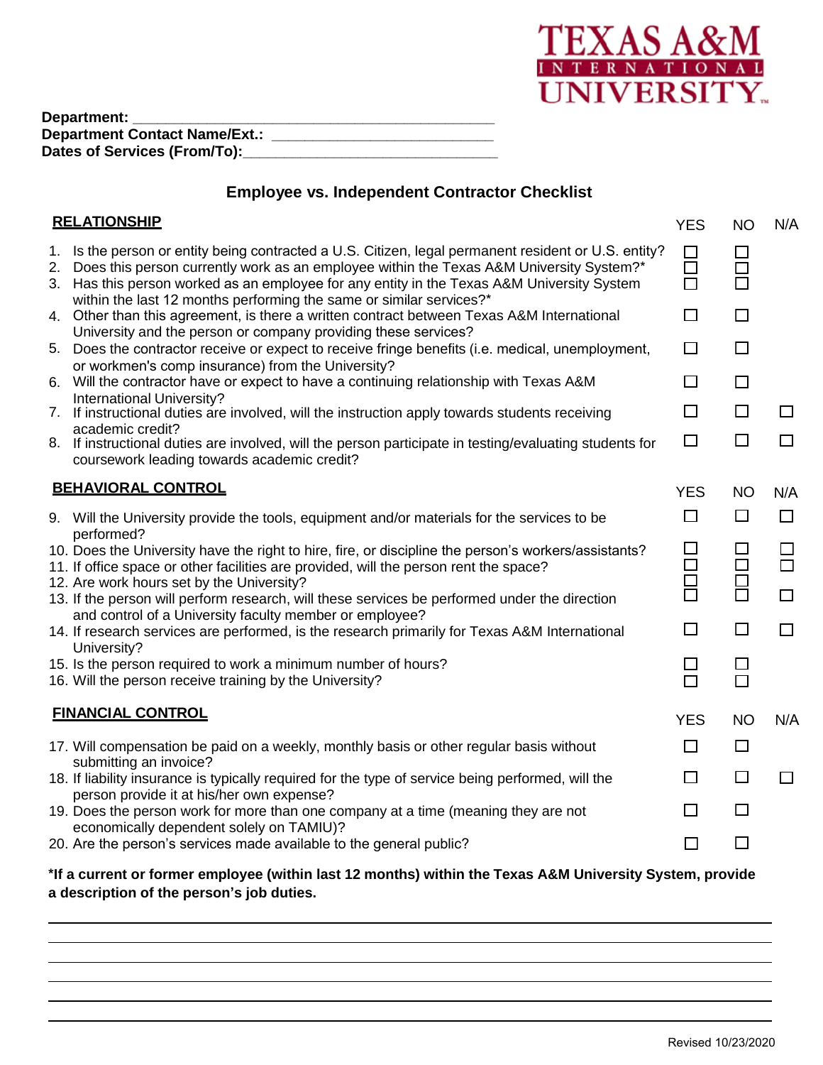TEXAS A&M INTERNATIONAL UNIVERSITY

**Department:** ______________________________________________

**Department Contact Name/Ext.:** ___________________________

**Dates of Services (From/To):**______________________________

## Employee vs. Independent Contractor Checklist

| **RELATIONSHIP** | YES | NO | N/A |
|---|---|---|---|
| 1. Is the person or entity being contracted a U.S. Citizen, legal permanent resident or U.S. entity? | ☐ | ☐ | |
| 2. Does this person currently work as an employee within the Texas A&M University System?* | ☐ | ☐ | |
| 3. Has this person worked as an employee for any entity in the Texas A&M University System within the last 12 months performing the same or similar services?* | ☐ | ☐ | |
| 4. Other than this agreement, is there a written contract between Texas A&M International University and the person or company providing these services? | ☐ | ☐ | |
| 5. Does the contractor receive or expect to receive fringe benefits (i.e. medical, unemployment, or workmen's comp insurance) from the University? | ☐ | ☐ | |
| 6. Will the contractor have or expect to have a continuing relationship with Texas A&M International University? | ☐ | ☐ | |
| 7. If instructional duties are involved, will the instruction apply towards students receiving academic credit? | ☐ | ☐ | ☐ |
| 8. If instructional duties are involved, will the person participate in testing/evaluating students for coursework leading towards academic credit? | ☐ | ☐ | ☐ |

| **BEHAVIORAL CONTROL** | YES | NO | N/A |
|---|---|---|---|
| 9. Will the University provide the tools, equipment and/or materials for the services to be performed? | ☐ | ☐ | ☐ |
| 10. Does the University have the right to hire, fire, or discipline the person's workers/assistants? | ☐ | ☐ | ☐ |
| 11. If office space or other facilities are provided, will the person rent the space? | ☐ | ☐ | ☐ |
| 12. Are work hours set by the University? | ☐ | ☐ | |
| 13. If the person will perform research, will these services be performed under the direction and control of a University faculty member or employee? | ☐ | ☐ | ☐ |
| 14. If research services are performed, is the research primarily for Texas A&M International University? | ☐ | ☐ | ☐ |
| 15. Is the person required to work a minimum number of hours? | ☐ | ☐ | |
| 16. Will the person receive training by the University? | ☐ | ☐ | |

| **FINANCIAL CONTROL** | YES | NO | N/A |
|---|---|---|---|
| 17. Will compensation be paid on a weekly, monthly basis or other regular basis without submitting an invoice? | ☐ | ☐ | |
| 18. If liability insurance is typically required for the type of service being performed, will the person provide it at his/her own expense? | ☐ | ☐ | ☐ |
| 19. Does the person work for more than one company at a time (meaning they are not economically dependent solely on TAMIU)? | ☐ | ☐ | |
| 20. Are the person's services made available to the general public? | ☐ | ☐ | |

**\*If a current or former employee (within last 12 months) within the Texas A&M University System, provide a description of the person's job duties.**

______________________________________________________________________________

______________________________________________________________________________

______________________________________________________________________________

______________________________________________________________________________

______________________________________________________________________________

______________________________________________________________________________

Revised 10/23/2020